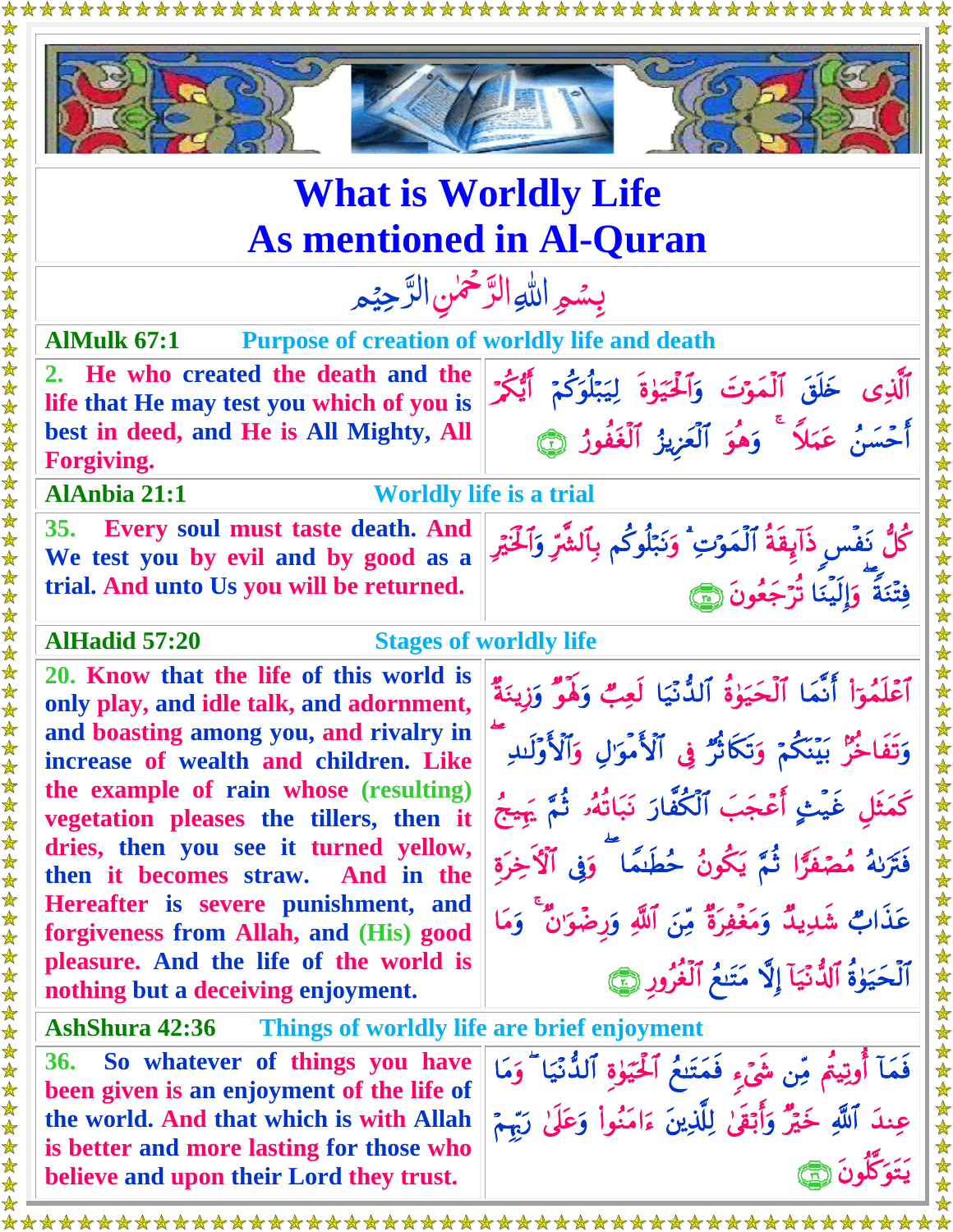# What is Worldly Life
# As mentioned in Al-Quran

بِسۡمِ اللّٰہِ الرَّحۡمٰنِ الرَّحِیۡم

**AlMulk 67:1** — **Purpose of creation of worldly life and death**

| | |
|---|---|
| **2. He who created the death and the life that He may test you which of you is best in deed, and He is All Mighty, All Forgiving.** | ٱلَّذِى خَلَقَ ٱلْمَوْتَ وَٱلْحَيَوٰةَ لِيَبْلُوَكُمْ أَيُّكُمْ أَحْسَنُ عَمَلًا ۚ وَهُوَ ٱلْعَزِيزُ ٱلْغَفُورُ ﴿٢﴾ |

**AlAnbia 21:1** — **Worldly life is a trial**

| | |
|---|---|
| **35. Every soul must taste death. And We test you by evil and by good as a trial. And unto Us you will be returned.** | كُلُّ نَفْسٍ ذَآئِقَةُ ٱلْمَوْتِ ۗ وَنَبْلُوكُم بِٱلشَّرِّ وَٱلْخَيْرِ فِتْنَةً ۖ وَإِلَيْنَا تُرْجَعُونَ ﴿٣٥﴾ |

**AlHadid 57:20** — **Stages of worldly life**

| | |
|---|---|
| **20. Know that the life of this world is only play, and idle talk, and adornment, and boasting among you, and rivalry in increase of wealth and children. Like the example of rain whose (resulting) vegetation pleases the tillers, then it dries, then you see it turned yellow, then it becomes straw. And in the Hereafter is severe punishment, and forgiveness from Allah, and (His) good pleasure. And the life of the world is nothing but a deceiving enjoyment.** | ٱعْلَمُوٓا۟ أَنَّمَا ٱلْحَيَوٰةُ ٱلدُّنْيَا لَعِبٌ وَلَهْوٌ وَزِينَةٌ وَتَفَاخُرٌۢ بَيْنَكُمْ وَتَكَاثُرٌ فِى ٱلْأَمْوَٰلِ وَٱلْأَوْلَـٰدِ ۖ كَمَثَلِ غَيْثٍ أَعْجَبَ ٱلْكُفَّارَ نَبَاتُهُۥ ثُمَّ يَهِيجُ فَتَرَىٰهُ مُصْفَرًّا ثُمَّ يَكُونُ حُطَـٰمًا ۖ وَفِى ٱلْـَٔاخِرَةِ عَذَابٌ شَدِيدٌ وَمَغْفِرَةٌ مِّنَ ٱللَّهِ وَرِضْوَٰنٌ ۚ وَمَا ٱلْحَيَوٰةُ ٱلدُّنْيَآ إِلَّا مَتَـٰعُ ٱلْغُرُورِ ﴿٢٠﴾ |

**AshShura 42:36** — **Things of worldly life are brief enjoyment**

| | |
|---|---|
| **36. So whatever of things you have been given is an enjoyment of the life of the world. And that which is with Allah is better and more lasting for those who believe and upon their Lord they trust.** | فَمَآ أُوتِيتُم مِّن شَىْءٍ فَمَتَـٰعُ ٱلْحَيَوٰةِ ٱلدُّنْيَا ۖ وَمَا عِندَ ٱللَّهِ خَيْرٌ وَأَبْقَىٰ لِلَّذِينَ ءَامَنُوا۟ وَعَلَىٰ رَبِّهِمْ يَتَوَكَّلُونَ ﴿٣٦﴾ |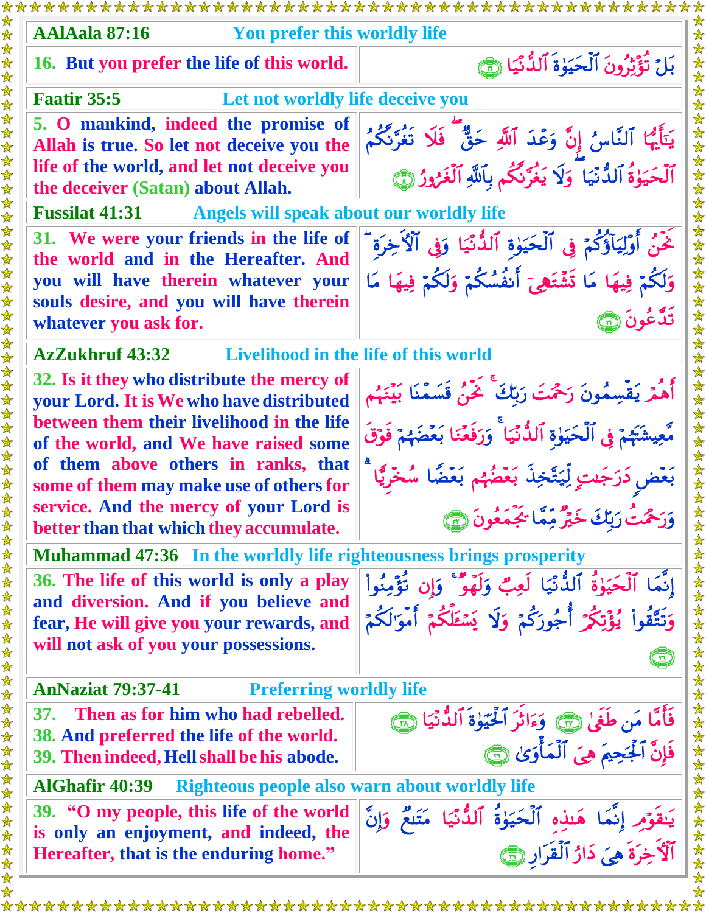**AAlAala 87:16** — You prefer this worldly life

| | |
|---|---|
| 16. But you prefer the life of this world. | بَلْ تُؤْثِرُونَ ٱلْحَيَوٰةَ ٱلدُّنْيَا ﴿١٦﴾ |

**Faatir 35:5** — Let not worldly life deceive you

| | |
|---|---|
| 5. O mankind, indeed the promise of Allah is true. So let not deceive you the life of the world, and let not deceive you the deceiver (Satan) about Allah. | يَٰٓأَيُّهَا ٱلنَّاسُ إِنَّ وَعْدَ ٱللَّهِ حَقٌّ ۖ فَلَا تَغُرَّنَّكُمُ ٱلْحَيَوٰةُ ٱلدُّنْيَا ۖ وَلَا يَغُرَّنَّكُم بِٱللَّهِ ٱلْغَرُورُ ﴿٥﴾ |

**Fussilat 41:31** — Angels will speak about our worldly life

| | |
|---|---|
| 31. We were your friends in the life of the world and in the Hereafter. And you will have therein whatever your souls desire, and you will have therein whatever you ask for. | نَحْنُ أَوْلِيَآؤُكُمْ فِى ٱلْحَيَوٰةِ ٱلدُّنْيَا وَفِى ٱلْءَاخِرَةِ ۖ وَلَكُمْ فِيهَا مَا تَشْتَهِىٓ أَنفُسُكُمْ وَلَكُمْ فِيهَا مَا تَدَّعُونَ ﴿٣١﴾ |

**AzZukhruf 43:32** — Livelihood in the life of this world

| | |
|---|---|
| 32. Is it they who distribute the mercy of your Lord. It is We who have distributed between them their livelihood in the life of the world, and We have raised some of them above others in ranks, that some of them may make use of others for service. And the mercy of your Lord is better than that which they accumulate. | أَهُمْ يَقْسِمُونَ رَحْمَتَ رَبِّكَ ۚ نَحْنُ قَسَمْنَا بَيْنَهُم مَّعِيشَتَهُمْ فِى ٱلْحَيَوٰةِ ٱلدُّنْيَا ۚ وَرَفَعْنَا بَعْضَهُمْ فَوْقَ بَعْضٍ دَرَجَٰتٍ لِّيَتَّخِذَ بَعْضُهُم بَعْضًا سُخْرِيًّا ۗ وَرَحْمَتُ رَبِّكَ خَيْرٌ مِّمَّا يَجْمَعُونَ ﴿٣٢﴾ |

**Muhammad 47:36** — In the worldly life righteousness brings prosperity

| | |
|---|---|
| 36. The life of this world is only a play and diversion. And if you believe and fear, He will give you your rewards, and will not ask of you your possessions. | إِنَّمَا ٱلْحَيَوٰةُ ٱلدُّنْيَا لَعِبٌ وَلَهْوٌ ۚ وَإِن تُؤْمِنُوا۟ وَتَتَّقُوا۟ يُؤْتِكُمْ أُجُورَكُمْ وَلَا يَسْـَٔلْكُمْ أَمْوَٰلَكُمْ ﴿٣٦﴾ |

**AnNaziat 79:37-41** — Preferring worldly life

| | |
|---|---|
| 37. Then as for him who had rebelled.<br>38. And preferred the life of the world.<br>39. Then indeed, Hell shall be his abode. | فَأَمَّا مَن طَغَىٰ ﴿٣٧﴾ وَءَاثَرَ ٱلْحَيَوٰةَ ٱلدُّنْيَا ﴿٣٨﴾ فَإِنَّ ٱلْجَحِيمَ هِىَ ٱلْمَأْوَىٰ ﴿٣٩﴾ |

**AlGhafir 40:39** — Righteous people also warn about worldly life

| | |
|---|---|
| 39. "O my people, this life of the world is only an enjoyment, and indeed, the Hereafter, that is the enduring home." | يَٰقَوْمِ إِنَّمَا هَٰذِهِ ٱلْحَيَوٰةُ ٱلدُّنْيَا مَتَٰعٌ وَإِنَّ ٱلْءَاخِرَةَ هِىَ دَارُ ٱلْقَرَارِ ﴿٣٩﴾ |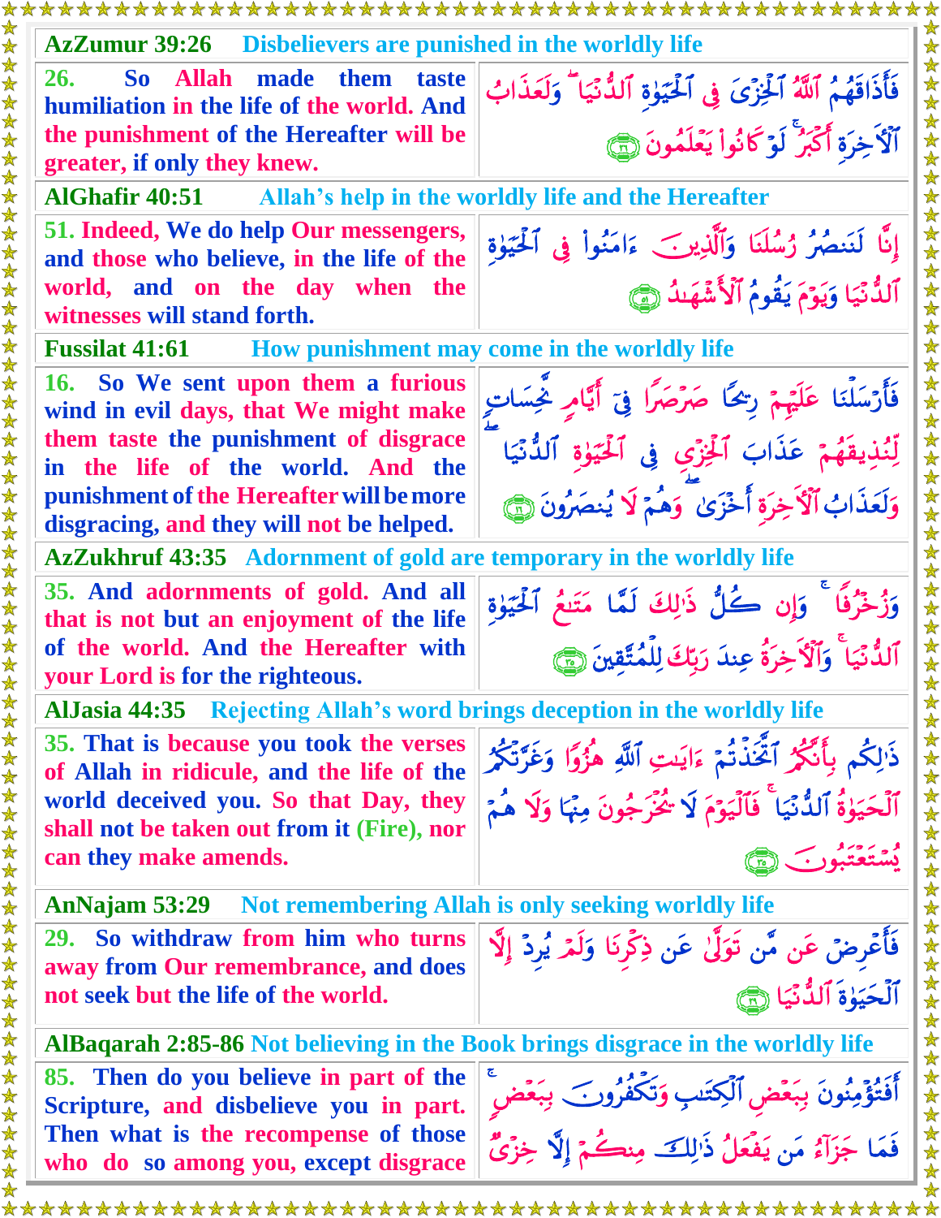**AzZumur 39:26** Disbelievers are punished in the worldly life

| | |
|---|---|
| 26. So Allah made them taste humiliation in the life of the world. And the punishment of the Hereafter will be greater, if only they knew. | فَأَذَاقَهُمُ ٱللَّهُ ٱلْخِزْىَ فِى ٱلْحَيَوٰةِ ٱلدُّنْيَا ۖ وَلَعَذَابُ ٱلْءَاخِرَةِ أَكْبَرُ ۚ لَوْ كَانُوا۟ يَعْلَمُونَ ﴿٢٦﴾ |

**AlGhafir 40:51** Allah's help in the worldly life and the Hereafter

| | |
|---|---|
| 51. Indeed, We do help Our messengers, and those who believe, in the life of the world, and on the day when the witnesses will stand forth. | إِنَّا لَنَنصُرُ رُسُلَنَا وَٱلَّذِينَ ءَامَنُوا۟ فِى ٱلْحَيَوٰةِ ٱلدُّنْيَا وَيَوْمَ يَقُومُ ٱلْأَشْهَٰدُ ﴿٥١﴾ |

**Fussilat 41:61** How punishment may come in the worldly life

| | |
|---|---|
| 16. So We sent upon them a furious wind in evil days, that We might make them taste the punishment of disgrace in the life of the world. And the punishment of the Hereafter will be more disgracing, and they will not be helped. | فَأَرْسَلْنَا عَلَيْهِمْ رِيحًا صَرْصَرًا فِىٓ أَيَّامٍ نَّحِسَاتٍ لِّنُذِيقَهُمْ عَذَابَ ٱلْخِزْىِ فِى ٱلْحَيَوٰةِ ٱلدُّنْيَا ۖ وَلَعَذَابُ ٱلْءَاخِرَةِ أَخْزَىٰ ۖ وَهُمْ لَا يُنصَرُونَ ﴿١٦﴾ |

**AzZukhruf 43:35** Adornment of gold are temporary in the worldly life

| | |
|---|---|
| 35. And adornments of gold. And all that is not but an enjoyment of the life of the world. And the Hereafter with your Lord is for the righteous. | وَزُخْرُفًا ۚ وَإِن كُلُّ ذَٰلِكَ لَمَّا مَتَٰعُ ٱلْحَيَوٰةِ ٱلدُّنْيَا ۚ وَٱلْءَاخِرَةُ عِندَ رَبِّكَ لِلْمُتَّقِينَ ﴿٣٥﴾ |

**AlJasia 44:35** Rejecting Allah's word brings deception in the worldly life

| | |
|---|---|
| 35. That is because you took the verses of Allah in ridicule, and the life of the world deceived you. So that Day, they shall not be taken out from it (Fire), nor can they make amends. | ذَٰلِكُم بِأَنَّكُمُ ٱتَّخَذْتُمْ ءَايَٰتِ ٱللَّهِ هُزُوًا وَغَرَّتْكُمُ ٱلْحَيَوٰةُ ٱلدُّنْيَا ۚ فَٱلْيَوْمَ لَا يُخْرَجُونَ مِنْهَا وَلَا هُمْ يُسْتَعْتَبُونَ ﴿٣٥﴾ |

**AnNajam 53:29** Not remembering Allah is only seeking worldly life

| | |
|---|---|
| 29. So withdraw from him who turns away from Our remembrance, and does not seek but the life of the world. | فَأَعْرِضْ عَن مَّن تَوَلَّىٰ عَن ذِكْرِنَا وَلَمْ يُرِدْ إِلَّا ٱلْحَيَوٰةَ ٱلدُّنْيَا ﴿٢٩﴾ |

**AlBaqarah 2:85-86** Not believing in the Book brings disgrace in the worldly life

| | |
|---|---|
| 85. Then do you believe in part of the Scripture, and disbelieve you in part. Then what is the recompense of those who do so among you, except disgrace | أَفَتُؤْمِنُونَ بِبَعْضِ ٱلْكِتَٰبِ وَتَكْفُرُونَ بِبَعْضٍ ۚ فَمَا جَزَآءُ مَن يَفْعَلُ ذَٰلِكَ مِنكُمْ إِلَّا خِزْىٌ |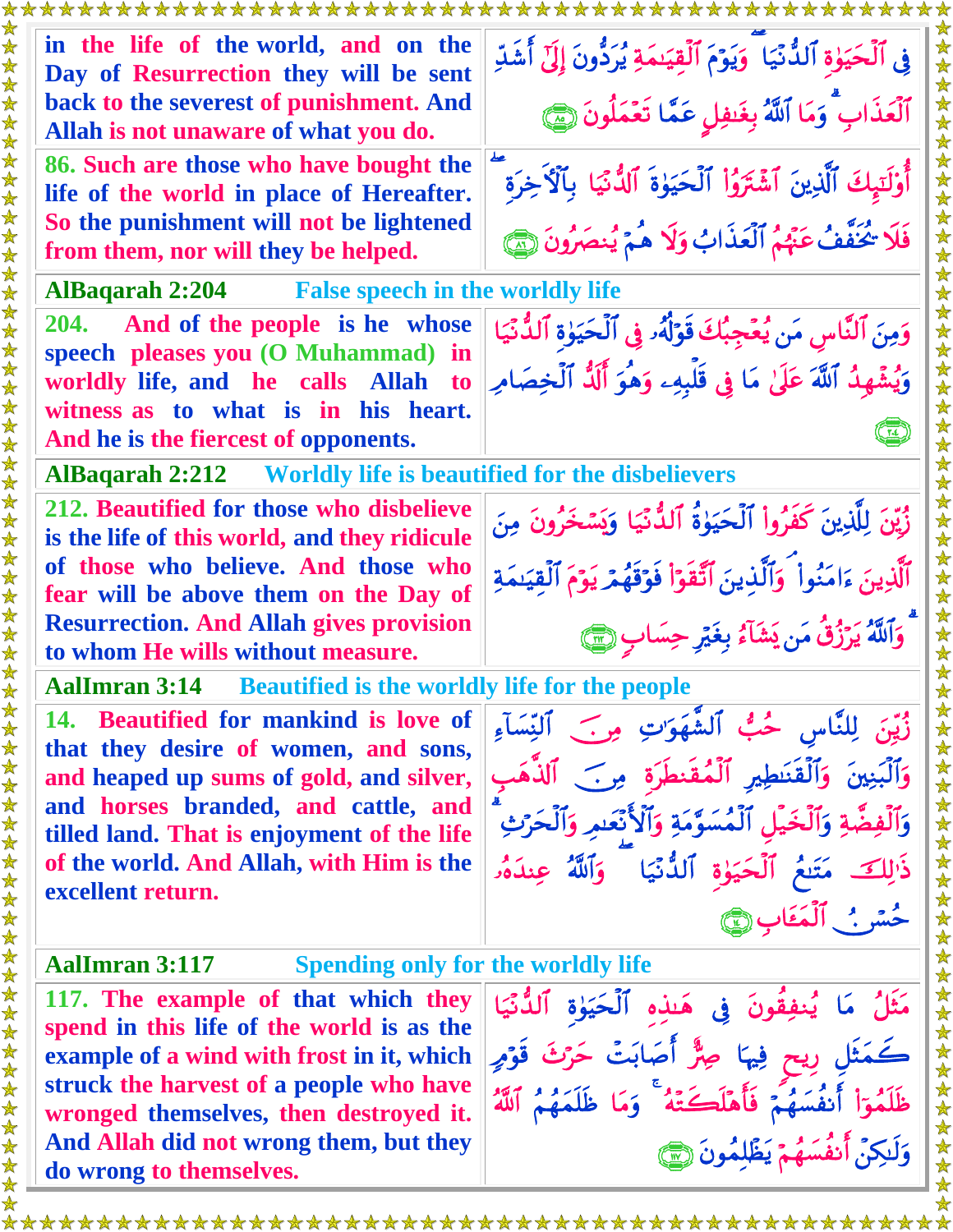| | |
|---|---|
| in the life of the world, and on the Day of Resurrection they will be sent back to the severest of punishment. And Allah is not unaware of what you do. | فِي ٱلْحَيَوٰةِ ٱلدُّنْيَا ۖ وَيَوْمَ ٱلْقِيَٰمَةِ يُرَدُّونَ إِلَىٰٓ أَشَدِّ ٱلْعَذَابِ ۗ وَمَا ٱللَّهُ بِغَٰفِلٍ عَمَّا تَعْمَلُونَ ﴿٨٥﴾ |
| 86. Such are those who have bought the life of the world in place of Hereafter. So the punishment will not be lightened from them, nor will they be helped. | أُو۟لَٰٓئِكَ ٱلَّذِينَ ٱشْتَرَوُا۟ ٱلْحَيَوٰةَ ٱلدُّنْيَا بِٱلْءَاخِرَةِ ۖ فَلَا يُخَفَّفُ عَنْهُمُ ٱلْعَذَابُ وَلَا هُمْ يُنصَرُونَ ﴿٨٦﴾ |

**AlBaqarah 2:204** — False speech in the worldly life

| | |
|---|---|
| 204. And of the people is he whose speech pleases you (O Muhammad) in worldly life, and he calls Allah to witness as to what is in his heart. And he is the fiercest of opponents. | وَمِنَ ٱلنَّاسِ مَن يُعْجِبُكَ قَوْلُهُۥ فِي ٱلْحَيَوٰةِ ٱلدُّنْيَا وَيُشْهِدُ ٱللَّهَ عَلَىٰ مَا فِي قَلْبِهِۦ وَهُوَ أَلَدُّ ٱلْخِصَامِ ﴿٢٠٤﴾ |

**AlBaqarah 2:212** — Worldly life is beautified for the disbelievers

| | |
|---|---|
| 212. Beautified for those who disbelieve is the life of this world, and they ridicule of those who believe. And those who fear will be above them on the Day of Resurrection. And Allah gives provision to whom He wills without measure. | زُيِّنَ لِلَّذِينَ كَفَرُوا۟ ٱلْحَيَوٰةُ ٱلدُّنْيَا وَيَسْخَرُونَ مِنَ ٱلَّذِينَ ءَامَنُوا۟ ۘ وَٱلَّذِينَ ٱتَّقَوْا۟ فَوْقَهُمْ يَوْمَ ٱلْقِيَٰمَةِ ۗ وَٱللَّهُ يَرْزُقُ مَن يَشَآءُ بِغَيْرِ حِسَابٍ ﴿٢١٢﴾ |

**AalImran 3:14** — Beautified is the worldly life for the people

| | |
|---|---|
| 14. Beautified for mankind is love of that they desire of women, and sons, and heaped up sums of gold, and silver, and horses branded, and cattle, and tilled land. That is enjoyment of the life of the world. And Allah, with Him is the excellent return. | زُيِّنَ لِلنَّاسِ حُبُّ ٱلشَّهَوَٰتِ مِنَ ٱلنِّسَآءِ وَٱلْبَنِينَ وَٱلْقَنَٰطِيرِ ٱلْمُقَنطَرَةِ مِنَ ٱلذَّهَبِ وَٱلْفِضَّةِ وَٱلْخَيْلِ ٱلْمُسَوَّمَةِ وَٱلْأَنْعَٰمِ وَٱلْحَرْثِ ۗ ذَٰلِكَ مَتَٰعُ ٱلْحَيَوٰةِ ٱلدُّنْيَا ۖ وَٱللَّهُ عِندَهُۥ حُسْنُ ٱلْمَـَٔابِ ﴿١٤﴾ |

**AalImran 3:117** — Spending only for the worldly life

| | |
|---|---|
| 117. The example of that which they spend in this life of the world is as the example of a wind with frost in it, which struck the harvest of a people who have wronged themselves, then destroyed it. And Allah did not wrong them, but they do wrong to themselves. | مَثَلُ مَا يُنفِقُونَ فِي هَٰذِهِ ٱلْحَيَوٰةِ ٱلدُّنْيَا كَمَثَلِ رِيحٍ فِيهَا صِرٌّ أَصَابَتْ حَرْثَ قَوْمٍ ظَلَمُوٓا۟ أَنفُسَهُمْ فَأَهْلَكَتْهُ ۚ وَمَا ظَلَمَهُمُ ٱللَّهُ وَلَٰكِنْ أَنفُسَهُمْ يَظْلِمُونَ ﴿١١٧﴾ |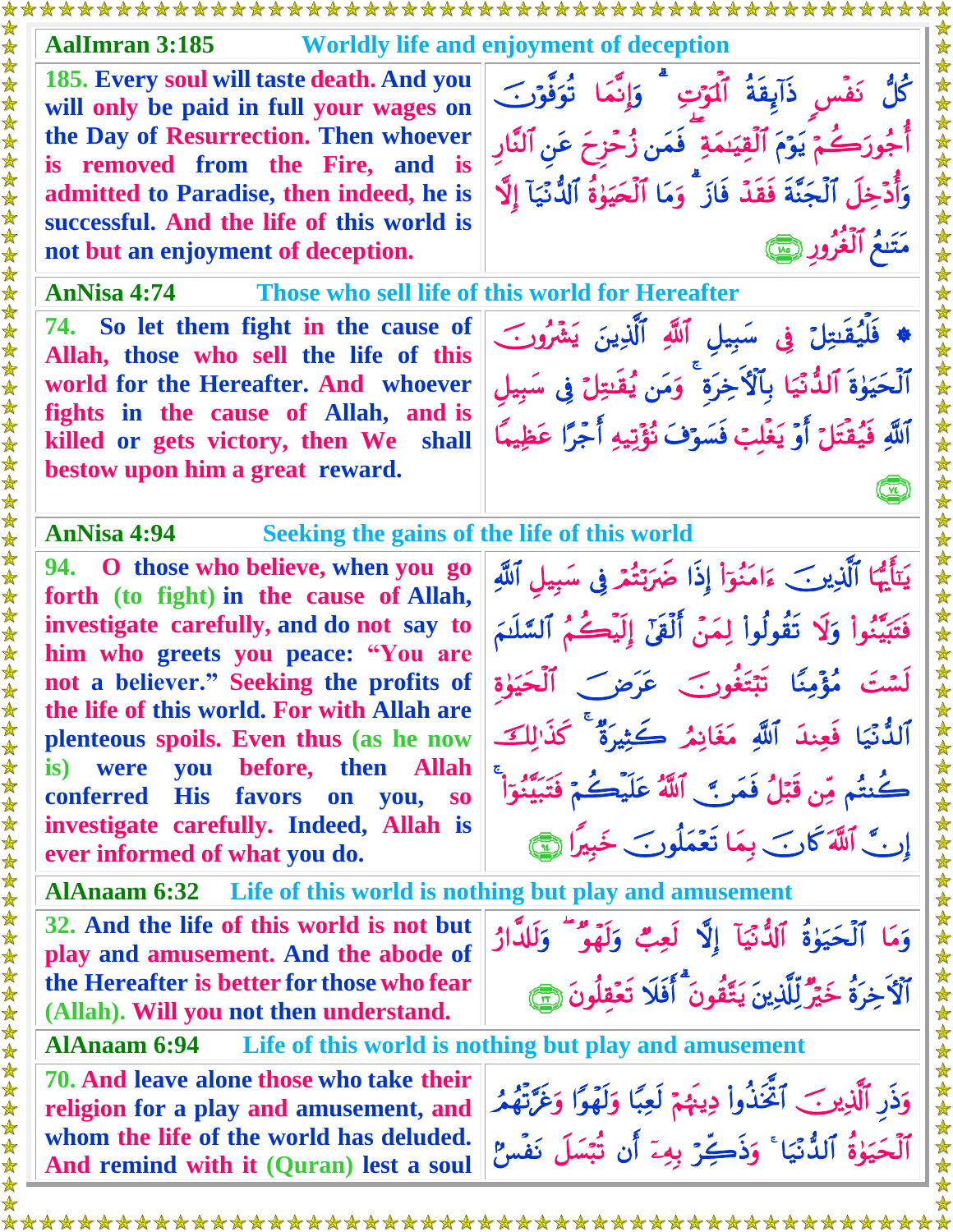## AalImran 3:185 — Worldly life and enjoyment of deception

185. Every soul will taste death. And you will only be paid in full your wages on the Day of Resurrection. Then whoever is removed from the Fire, and is admitted to Paradise, then indeed, he is successful. And the life of this world is not but an enjoyment of deception.

كُلُّ نَفْسٍ ذَآئِقَةُ ٱلْمَوْتِ ۗ وَإِنَّمَا تُوَفَّوْنَ أُجُورَكُمْ يَوْمَ ٱلْقِيَـٰمَةِ ۖ فَمَن زُحْزِحَ عَنِ ٱلنَّارِ وَأُدْخِلَ ٱلْجَنَّةَ فَقَدْ فَازَ ۗ وَمَا ٱلْحَيَوٰةُ ٱلدُّنْيَآ إِلَّا مَتَـٰعُ ٱلْغُرُورِ ﴿١٨٥﴾

## AnNisa 4:74 — Those who sell life of this world for Hereafter

74. So let them fight in the cause of Allah, those who sell the life of this world for the Hereafter. And whoever fights in the cause of Allah, and is killed or gets victory, then We shall bestow upon him a great reward.

۞ فَلْيُقَـٰتِلْ فِى سَبِيلِ ٱللَّهِ ٱلَّذِينَ يَشْرُونَ ٱلْحَيَوٰةَ ٱلدُّنْيَا بِٱلْـَٔاخِرَةِ ۚ وَمَن يُقَـٰتِلْ فِى سَبِيلِ ٱللَّهِ فَيُقْتَلْ أَوْ يَغْلِبْ فَسَوْفَ نُؤْتِيهِ أَجْرًا عَظِيمًا ﴿٧٤﴾

## AnNisa 4:94 — Seeking the gains of the life of this world

94. O those who believe, when you go forth (to fight) in the cause of Allah, investigate carefully, and do not say to him who greets you peace: "You are not a believer." Seeking the profits of the life of this world. For with Allah are plenteous spoils. Even thus (as he now is) were you before, then Allah conferred His favors on you, so investigate carefully. Indeed, Allah is ever informed of what you do.

يَـٰٓأَيُّهَا ٱلَّذِينَ ءَامَنُوٓا۟ إِذَا ضَرَبْتُمْ فِى سَبِيلِ ٱللَّهِ فَتَبَيَّنُوا۟ وَلَا تَقُولُوا۟ لِمَنْ أَلْقَىٰٓ إِلَيْكُمُ ٱلسَّلَـٰمَ لَسْتَ مُؤْمِنًا تَبْتَغُونَ عَرَضَ ٱلْحَيَوٰةِ ٱلدُّنْيَا فَعِندَ ٱللَّهِ مَغَانِمُ كَثِيرَةٌ ۚ كَذَٰلِكَ كُنتُم مِّن قَبْلُ فَمَنَّ ٱللَّهُ عَلَيْكُمْ فَتَبَيَّنُوٓا۟ ۚ إِنَّ ٱللَّهَ كَانَ بِمَا تَعْمَلُونَ خَبِيرًا ﴿٩٤﴾

## AlAnaam 6:32 — Life of this world is nothing but play and amusement

32. And the life of this world is not but play and amusement. And the abode of the Hereafter is better for those who fear (Allah). Will you not then understand.

وَمَا ٱلْحَيَوٰةُ ٱلدُّنْيَآ إِلَّا لَعِبٌ وَلَهْوٌ ۖ وَلَلدَّارُ ٱلْـَٔاخِرَةُ خَيْرٌ لِّلَّذِينَ يَتَّقُونَ ۗ أَفَلَا تَعْقِلُونَ ﴿٣٢﴾

## AlAnaam 6:94 — Life of this world is nothing but play and amusement

70. And leave alone those who take their religion for a play and amusement, and whom the life of the world has deluded. And remind with it (Quran) lest a soul

وَذَرِ ٱلَّذِينَ ٱتَّخَذُوا۟ دِينَهُمْ لَعِبًا وَلَهْوًا وَغَرَّتْهُمُ ٱلْحَيَوٰةُ ٱلدُّنْيَا ۚ وَذَكِّرْ بِهِۦٓ أَن تُبْسَلَ نَفْسٌۢ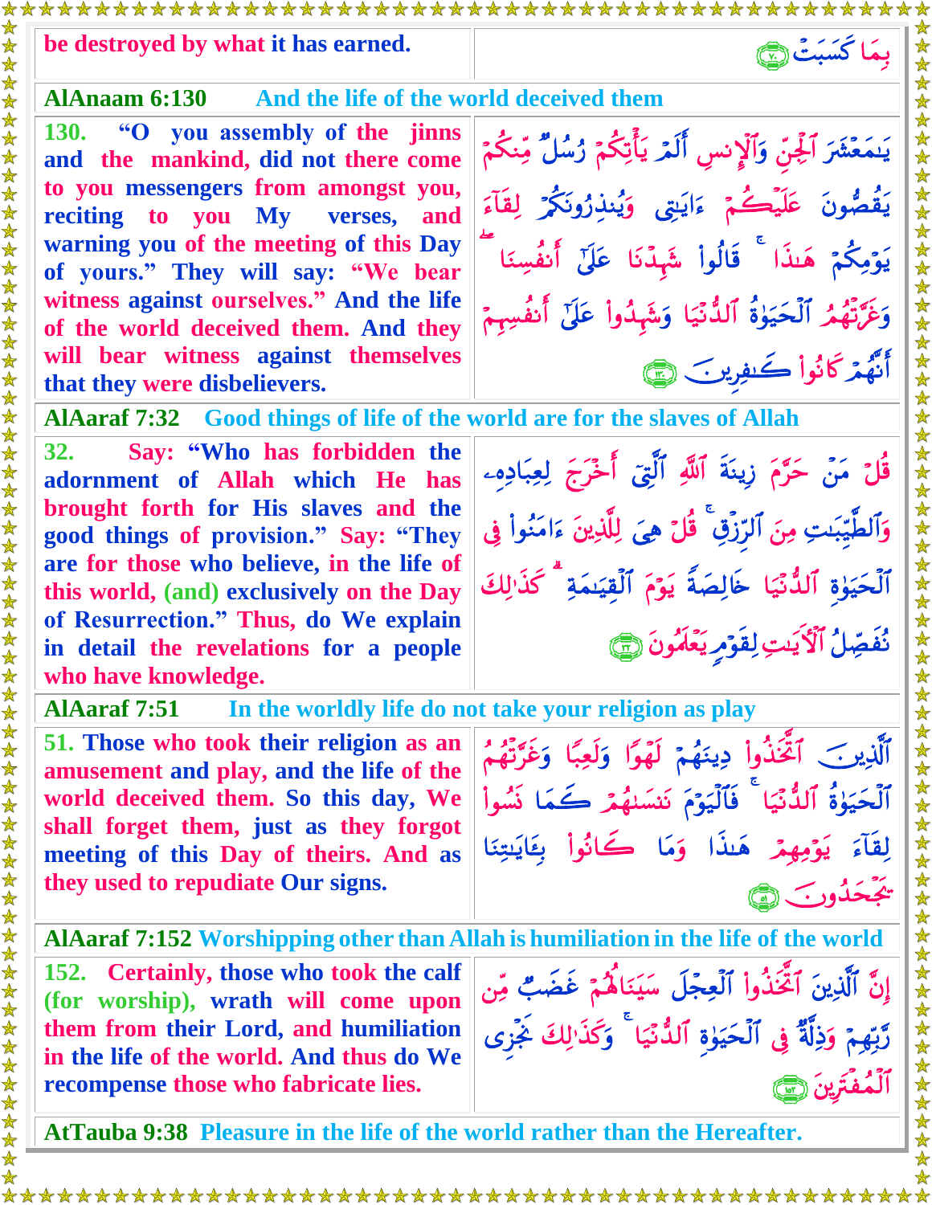| be destroyed by what it has earned. | بِمَا كَسَبَتْ ﴿٧٠﴾ |
|---|---|

**AlAnaam 6:130** And the life of the world deceived them

| 130. "O you assembly of the jinns and the mankind, did not there come to you messengers from amongst you, reciting to you My verses, and warning you of the meeting of this Day of yours." They will say: "We bear witness against ourselves." And the life of the world deceived them. And they will bear witness against themselves that they were disbelievers. | يَـٰمَعْشَرَ ٱلْجِنِّ وَٱلْإِنسِ أَلَمْ يَأْتِكُمْ رُسُلٌ مِّنكُمْ يَقُصُّونَ عَلَيْكُمْ ءَايَـٰتِى وَيُنذِرُونَكُمْ لِقَآءَ يَوْمِكُمْ هَـٰذَا ۚ قَالُوا۟ شَهِدْنَا عَلَىٰٓ أَنفُسِنَا ۖ وَغَرَّتْهُمُ ٱلْحَيَوٰةُ ٱلدُّنْيَا وَشَهِدُوا۟ عَلَىٰٓ أَنفُسِهِمْ أَنَّهُمْ كَانُوا۟ كَـٰفِرِينَ ﴿١٣٠﴾ |
|---|---|

**AlAaraf 7:32** Good things of life of the world are for the slaves of Allah

| 32. Say: "Who has forbidden the adornment of Allah which He has brought forth for His slaves and the good things of provision." Say: "They are for those who believe, in the life of this world, (and) exclusively on the Day of Resurrection." Thus, do We explain in detail the revelations for a people who have knowledge. | قُلْ مَنْ حَرَّمَ زِينَةَ ٱللَّهِ ٱلَّتِىٓ أَخْرَجَ لِعِبَادِهِۦ وَٱلطَّيِّبَـٰتِ مِنَ ٱلرِّزْقِ ۚ قُلْ هِىَ لِلَّذِينَ ءَامَنُوا۟ فِى ٱلْحَيَوٰةِ ٱلدُّنْيَا خَالِصَةً يَوْمَ ٱلْقِيَـٰمَةِ ۗ كَذَٰلِكَ نُفَصِّلُ ٱلْـَٔايَـٰتِ لِقَوْمٍ يَعْلَمُونَ ﴿٣٢﴾ |
|---|---|

**AlAaraf 7:51** In the worldly life do not take your religion as play

| 51. Those who took their religion as an amusement and play, and the life of the world deceived them. So this day, We shall forget them, just as they forgot meeting of this Day of theirs. And as they used to repudiate Our signs. | ٱلَّذِينَ ٱتَّخَذُوا۟ دِينَهُمْ لَهْوًا وَلَعِبًا وَغَرَّتْهُمُ ٱلْحَيَوٰةُ ٱلدُّنْيَا ۚ فَٱلْيَوْمَ نَنسَىٰهُمْ كَمَا نَسُوا۟ لِقَآءَ يَوْمِهِمْ هَـٰذَا وَمَا كَانُوا۟ بِـَٔايَـٰتِنَا يَجْحَدُونَ ﴿٥١﴾ |
|---|---|

**AlAaraf 7:152** Worshipping other than Allah is humiliation in the life of the world

| 152. Certainly, those who took the calf (for worship), wrath will come upon them from their Lord, and humiliation in the life of the world. And thus do We recompense those who fabricate lies. | إِنَّ ٱلَّذِينَ ٱتَّخَذُوا۟ ٱلْعِجْلَ سَيَنَالُهُمْ غَضَبٌ مِّن رَّبِّهِمْ وَذِلَّةٌ فِى ٱلْحَيَوٰةِ ٱلدُّنْيَا ۚ وَكَذَٰلِكَ نَجْزِى ٱلْمُفْتَرِينَ ﴿١٥٢﴾ |
|---|---|

**AtTauba 9:38** Pleasure in the life of the world rather than the Hereafter.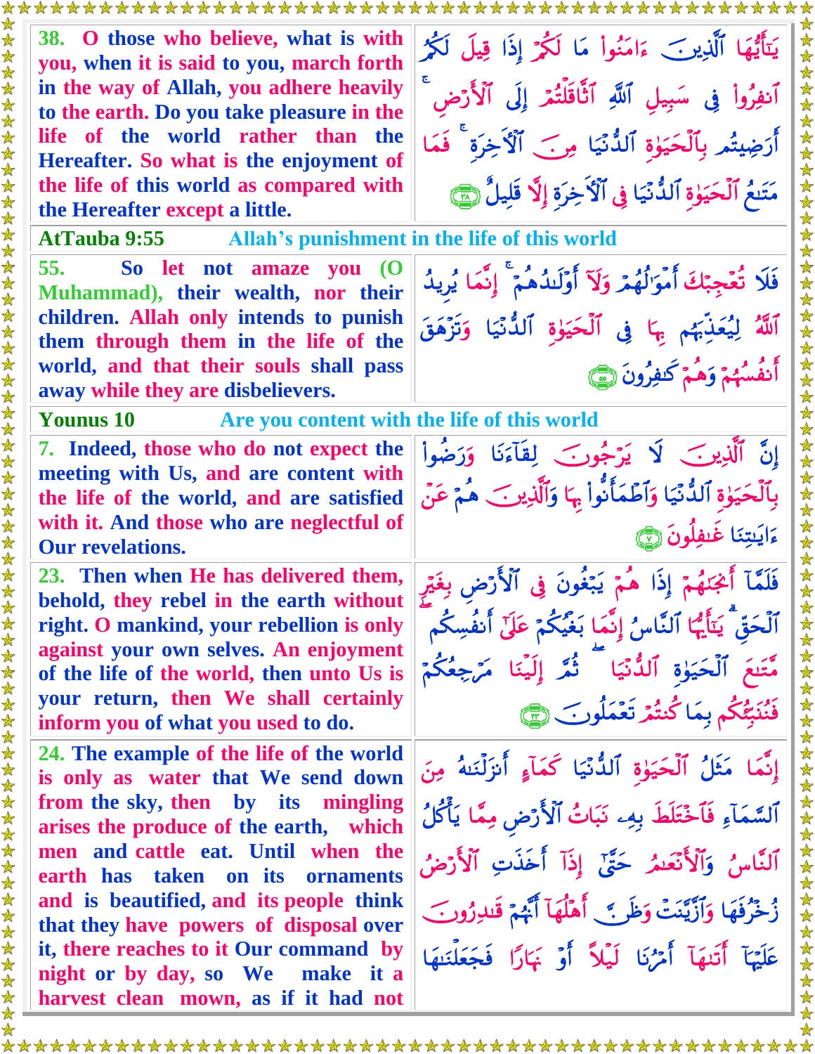| | |
|---|---|
| **38. O those who believe, what is with you, when it is said to you, march forth in the way of Allah, you adhere heavily to the earth. Do you take pleasure in the life of the world rather than the Hereafter. So what is the enjoyment of the life of this world as compared with the Hereafter except a little.** | يَٰٓأَيُّهَا ٱلَّذِينَ ءَامَنُواْ مَا لَكُمْ إِذَا قِيلَ لَكُمُ ٱنفِرُواْ فِى سَبِيلِ ٱللَّهِ ٱثَّاقَلْتُمْ إِلَى ٱلْأَرْضِ ۚ أَرَضِيتُم بِٱلْحَيَوٰةِ ٱلدُّنْيَا مِنَ ٱلْءَاخِرَةِ ۚ فَمَا مَتَٰعُ ٱلْحَيَوٰةِ ٱلدُّنْيَا فِى ٱلْءَاخِرَةِ إِلَّا قَلِيلٌ ﴿٣٨﴾ |

**AtTauba 9:55** **Allah's punishment in the life of this world**

| | |
|---|---|
| **55. So let not amaze you (O Muhammad), their wealth, nor their children. Allah only intends to punish them through them in the life of the world, and that their souls shall pass away while they are disbelievers.** | فَلَا تُعْجِبْكَ أَمْوَٰلُهُمْ وَلَآ أَوْلَٰدُهُمْ ۚ إِنَّمَا يُرِيدُ ٱللَّهُ لِيُعَذِّبَهُم بِهَا فِى ٱلْحَيَوٰةِ ٱلدُّنْيَا وَتَزْهَقَ أَنفُسُهُمْ وَهُمْ كَٰفِرُونَ ﴿٥٥﴾ |

**Younus 10** **Are you content with the life of this world**

| | |
|---|---|
| **7. Indeed, those who do not expect the meeting with Us, and are content with the life of the world, and are satisfied with it. And those who are neglectful of Our revelations.** | إِنَّ ٱلَّذِينَ لَا يَرْجُونَ لِقَآءَنَا وَرَضُواْ بِٱلْحَيَوٰةِ ٱلدُّنْيَا وَٱطْمَأَنُّواْ بِهَا وَٱلَّذِينَ هُمْ عَنْ ءَايَٰتِنَا غَٰفِلُونَ ﴿٧﴾ |
| **23. Then when He has delivered them, behold, they rebel in the earth without right. O mankind, your rebellion is only against your own selves. An enjoyment of the life of the world, then unto Us is your return, then We shall certainly inform you of what you used to do.** | فَلَمَّآ أَنجَىٰهُمْ إِذَا هُمْ يَبْغُونَ فِى ٱلْأَرْضِ بِغَيْرِ ٱلْحَقِّ ۗ يَٰٓأَيُّهَا ٱلنَّاسُ إِنَّمَا بَغْيُكُمْ عَلَىٰٓ أَنفُسِكُم ۖ مَّتَٰعَ ٱلْحَيَوٰةِ ٱلدُّنْيَا ۖ ثُمَّ إِلَيْنَا مَرْجِعُكُمْ فَنُنَبِّئُكُم بِمَا كُنتُمْ تَعْمَلُونَ ﴿٢٣﴾ |
| **24. The example of the life of the world is only as water that We send down from the sky, then by its mingling arises the produce of the earth, which men and cattle eat. Until when the earth has taken on its ornaments and is beautified, and its people think that they have powers of disposal over it, there reaches to it Our command by night or by day, so We make it a harvest clean mown, as if it had not** | إِنَّمَا مَثَلُ ٱلْحَيَوٰةِ ٱلدُّنْيَا كَمَآءٍ أَنزَلْنَٰهُ مِنَ ٱلسَّمَآءِ فَٱخْتَلَطَ بِهِۦ نَبَاتُ ٱلْأَرْضِ مِمَّا يَأْكُلُ ٱلنَّاسُ وَٱلْأَنْعَٰمُ حَتَّىٰٓ إِذَآ أَخَذَتِ ٱلْأَرْضُ زُخْرُفَهَا وَٱزَّيَّنَتْ وَظَنَّ أَهْلُهَآ أَنَّهُمْ قَٰدِرُونَ عَلَيْهَآ أَتَىٰهَآ أَمْرُنَا لَيْلًا أَوْ نَهَارًا فَجَعَلْنَٰهَا |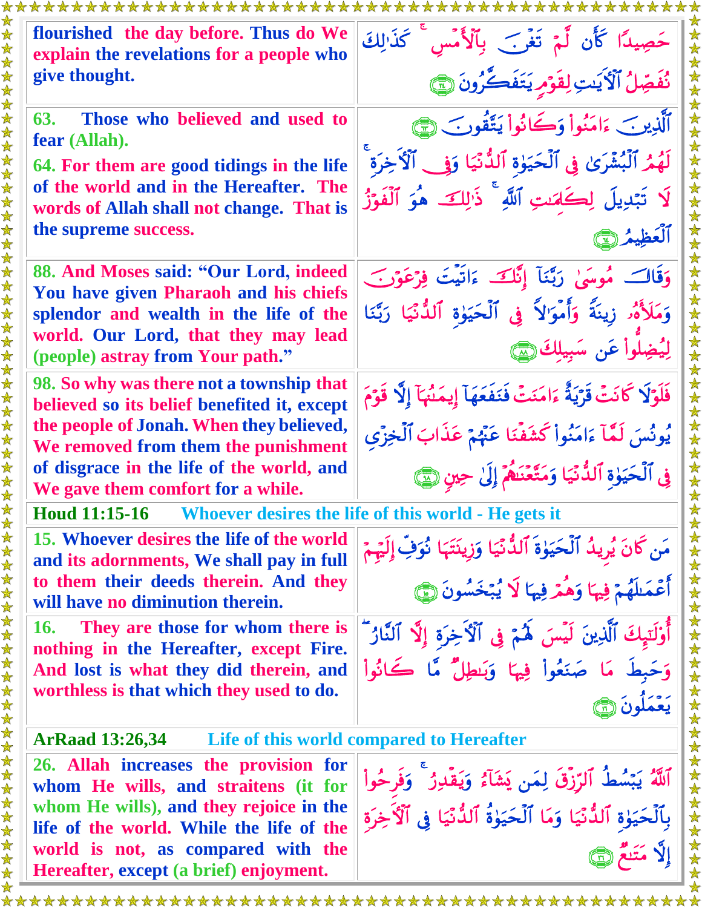| | |
|---|---|
| flourished the day before. Thus do We explain the revelations for a people who give thought. | حَصِيدًا كَأَن لَّمْ تَغْنَ بِٱلْأَمْسِ ۚ كَذَٰلِكَ نُفَصِّلُ ٱلْآيَـٰتِ لِقَوْمٍ يَتَفَكَّرُونَ ﴿٢٤﴾ |
| 63. Those who believed and used to fear (Allah). 64. For them are good tidings in the life of the world and in the Hereafter. The words of Allah shall not change. That is the supreme success. | ٱلَّذِينَ ءَامَنُوا۟ وَكَانُوا۟ يَتَّقُونَ ﴿٦٣﴾ لَهُمُ ٱلْبُشْرَىٰ فِى ٱلْحَيَوٰةِ ٱلدُّنْيَا وَفِى ٱلْـَٔاخِرَةِ ۚ لَا تَبْدِيلَ لِكَلِمَـٰتِ ٱللَّهِ ۚ ذَٰلِكَ هُوَ ٱلْفَوْزُ ٱلْعَظِيمُ ﴿٦٤﴾ |
| 88. And Moses said: "Our Lord, indeed You have given Pharaoh and his chiefs splendor and wealth in the life of the world. Our Lord, that they may lead (people) astray from Your path." | وَقَالَ مُوسَىٰ رَبَّنَآ إِنَّكَ ءَاتَيْتَ فِرْعَوْنَ وَمَلَأَهُۥ زِينَةً وَأَمْوَٰلًا فِى ٱلْحَيَوٰةِ ٱلدُّنْيَا رَبَّنَا لِيُضِلُّوا۟ عَن سَبِيلِكَ ﴿٨٨﴾ |
| 98. So why was there not a township that believed so its belief benefited it, except the people of Jonah. When they believed, We removed from them the punishment of disgrace in the life of the world, and We gave them comfort for a while. | فَلَوْلَا كَانَتْ قَرْيَةٌ ءَامَنَتْ فَنَفَعَهَآ إِيمَـٰنُهَآ إِلَّا قَوْمَ يُونُسَ لَمَّآ ءَامَنُوا۟ كَشَفْنَا عَنْهُمْ عَذَابَ ٱلْخِزْىِ فِى ٱلْحَيَوٰةِ ٱلدُّنْيَا وَمَتَّعْنَـٰهُمْ إِلَىٰ حِينٍ ﴿٩٨﴾ |
| **Houd 11:15-16** Whoever desires the life of this world - He gets it | |
| 15. Whoever desires the life of the world and its adornments, We shall pay in full to them their deeds therein. And they will have no diminution therein. | مَن كَانَ يُرِيدُ ٱلْحَيَوٰةَ ٱلدُّنْيَا وَزِينَتَهَا نُوَفِّ إِلَيْهِمْ أَعْمَـٰلَهُمْ فِيهَا وَهُمْ فِيهَا لَا يُبْخَسُونَ ﴿١٥﴾ |
| 16. They are those for whom there is nothing in the Hereafter, except Fire. And lost is what they did therein, and worthless is that which they used to do. | أُو۟لَـٰٓئِكَ ٱلَّذِينَ لَيْسَ لَهُمْ فِى ٱلْـَٔاخِرَةِ إِلَّا ٱلنَّارُ ۖ وَحَبِطَ مَا صَنَعُوا۟ فِيهَا وَبَـٰطِلٌ مَّا كَانُوا۟ يَعْمَلُونَ ﴿١٦﴾ |
| **ArRaad 13:26,34** Life of this world compared to Hereafter | |
| 26. Allah increases the provision for whom He wills, and straitens (it for whom He wills), and they rejoice in the life of the world. While the life of the world is not, as compared with the Hereafter, except (a brief) enjoyment. | ٱللَّهُ يَبْسُطُ ٱلرِّزْقَ لِمَن يَشَآءُ وَيَقْدِرُ ۚ وَفَرِحُوا۟ بِٱلْحَيَوٰةِ ٱلدُّنْيَا وَمَا ٱلْحَيَوٰةُ ٱلدُّنْيَا فِى ٱلْـَٔاخِرَةِ إِلَّا مَتَـٰعٌ ﴿٢٦﴾ |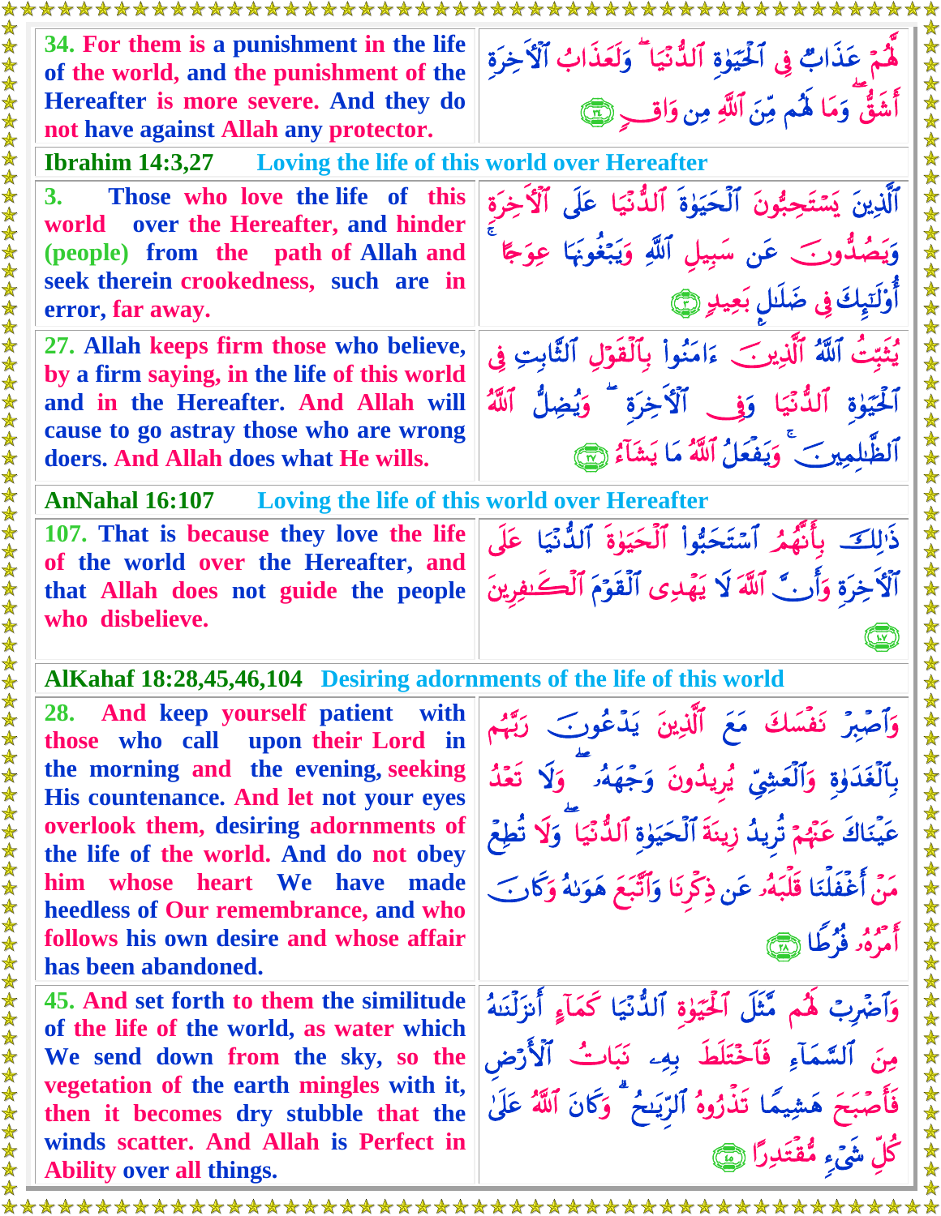| | |
|---|---|
| **34.** For them is a punishment in the life of the world, and the punishment of the Hereafter is more severe. And they do not have against Allah any protector. | لَّهُمْ عَذَابٌ فِي الْحَيَاةِ الدُّنْيَا ۖ وَلَعَذَابُ الْآخِرَةِ أَشَقُّ ۖ وَمَا لَهُم مِّنَ اللَّهِ مِن وَاقٍ ﴿٣٤﴾ |

## Ibrahim 14:3,27 — Loving the life of this world over Hereafter

| | |
|---|---|
| **3.** Those who love the life of this world over the Hereafter, and hinder (people) from the path of Allah and seek therein crookedness, such are in error, far away. | الَّذِينَ يَسْتَحِبُّونَ الْحَيَاةَ الدُّنْيَا عَلَى الْآخِرَةِ وَيَصُدُّونَ عَن سَبِيلِ اللَّهِ وَيَبْغُونَهَا عِوَجًا ۚ أُولَٰئِكَ فِي ضَلَالٍ بَعِيدٍ ﴿٣﴾ |
| **27.** Allah keeps firm those who believe, by a firm saying, in the life of this world and in the Hereafter. And Allah will cause to go astray those who are wrong doers. And Allah does what He wills. | يُثَبِّتُ اللَّهُ الَّذِينَ آمَنُوا بِالْقَوْلِ الثَّابِتِ فِي الْحَيَاةِ الدُّنْيَا وَفِي الْآخِرَةِ ۖ وَيُضِلُّ اللَّهُ الظَّالِمِينَ ۚ وَيَفْعَلُ اللَّهُ مَا يَشَاءُ ﴿٢٧﴾ |

## AnNahal 16:107 — Loving the life of this world over Hereafter

| | |
|---|---|
| **107.** That is because they love the life of the world over the Hereafter, and that Allah does not guide the people who disbelieve. | ذَٰلِكَ بِأَنَّهُمُ اسْتَحَبُّوا الْحَيَاةَ الدُّنْيَا عَلَى الْآخِرَةِ وَأَنَّ اللَّهَ لَا يَهْدِي الْقَوْمَ الْكَافِرِينَ ﴿١٠٧﴾ |

## AlKahaf 18:28,45,46,104 — Desiring adornments of the life of this world

| | |
|---|---|
| **28.** And keep yourself patient with those who call upon their Lord in the morning and the evening, seeking His countenance. And let not your eyes overlook them, desiring adornments of the life of the world. And do not obey him whose heart We have made heedless of Our remembrance, and who follows his own desire and whose affair has been abandoned. | وَاصْبِرْ نَفْسَكَ مَعَ الَّذِينَ يَدْعُونَ رَبَّهُم بِالْغَدَاةِ وَالْعَشِيِّ يُرِيدُونَ وَجْهَهُ ۖ وَلَا تَعْدُ عَيْنَاكَ عَنْهُمْ تُرِيدُ زِينَةَ الْحَيَاةِ الدُّنْيَا ۖ وَلَا تُطِعْ مَنْ أَغْفَلْنَا قَلْبَهُ عَن ذِكْرِنَا وَاتَّبَعَ هَوَاهُ وَكَانَ أَمْرُهُ فُرُطًا ﴿٢٨﴾ |
| **45.** And set forth to them the similitude of the life of the world, as water which We send down from the sky, so the vegetation of the earth mingles with it, then it becomes dry stubble that the winds scatter. And Allah is Perfect in Ability over all things. | وَاضْرِبْ لَهُم مَّثَلَ الْحَيَاةِ الدُّنْيَا كَمَاءٍ أَنزَلْنَاهُ مِنَ السَّمَاءِ فَاخْتَلَطَ بِهِ نَبَاتُ الْأَرْضِ فَأَصْبَحَ هَشِيمًا تَذْرُوهُ الرِّيَاحُ ۗ وَكَانَ اللَّهُ عَلَىٰ كُلِّ شَيْءٍ مُّقْتَدِرًا ﴿٤٥﴾ |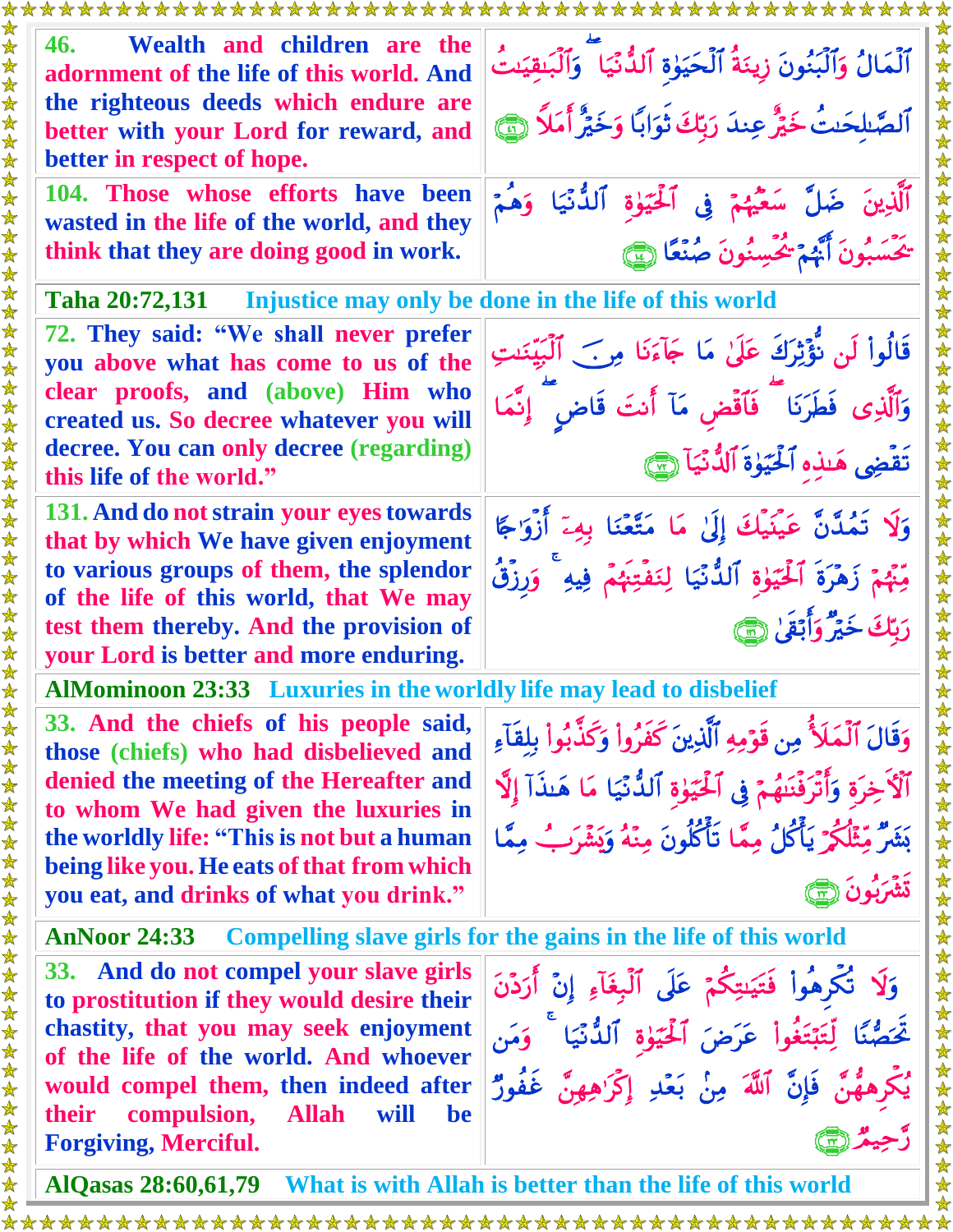| | |
|---|---|
| **46.** Wealth and children are the adornment of the life of this world. And the righteous deeds which endure are better with your Lord for reward, and better in respect of hope. | ٱلْمَالُ وَٱلْبَنُونَ زِينَةُ ٱلْحَيَوٰةِ ٱلدُّنْيَا ۖ وَٱلْبَـٰقِيَـٰتُ ٱلصَّـٰلِحَـٰتُ خَيْرٌ عِندَ رَبِّكَ ثَوَابًا وَخَيْرٌ أَمَلًا ﴿٤٦﴾ |
| **104.** Those whose efforts have been wasted in the life of the world, and they think that they are doing good in work. | ٱلَّذِينَ ضَلَّ سَعْيُهُمْ فِى ٱلْحَيَوٰةِ ٱلدُّنْيَا وَهُمْ يَحْسَبُونَ أَنَّهُمْ يُحْسِنُونَ صُنْعًا ﴿١٠٤﴾ |

**Taha 20:72,131** Injustice may only be done in the life of this world

| | |
|---|---|
| **72.** They said: "We shall never prefer you above what has come to us of the clear proofs, and (above) Him who created us. So decree whatever you will decree. You can only decree (regarding) this life of the world." | قَالُوا۟ لَن نُّؤْثِرَكَ عَلَىٰ مَا جَآءَنَا مِنَ ٱلْبَيِّنَـٰتِ وَٱلَّذِى فَطَرَنَا ۖ فَٱقْضِ مَآ أَنتَ قَاضٍ ۖ إِنَّمَا تَقْضِى هَـٰذِهِ ٱلْحَيَوٰةَ ٱلدُّنْيَآ ﴿٧٢﴾ |
| **131.** And do not strain your eyes towards that by which We have given enjoyment to various groups of them, the splendor of the life of this world, that We may test them thereby. And the provision of your Lord is better and more enduring. | وَلَا تَمُدَّنَّ عَيْنَيْكَ إِلَىٰ مَا مَتَّعْنَا بِهِۦٓ أَزْوَٰجًا مِّنْهُمْ زَهْرَةَ ٱلْحَيَوٰةِ ٱلدُّنْيَا لِنَفْتِنَهُمْ فِيهِ ۚ وَرِزْقُ رَبِّكَ خَيْرٌ وَأَبْقَىٰ ﴿١٣١﴾ |

**AlMominoon 23:33** Luxuries in the worldly life may lead to disbelief

| | |
|---|---|
| **33.** And the chiefs of his people said, those (chiefs) who had disbelieved and denied the meeting of the Hereafter and to whom We had given the luxuries in the worldly life: "This is not but a human being like you. He eats of that from which you eat, and drinks of what you drink." | وَقَالَ ٱلْمَلَأُ مِن قَوْمِهِ ٱلَّذِينَ كَفَرُوا۟ وَكَذَّبُوا۟ بِلِقَآءِ ٱلْـَٔاخِرَةِ وَأَتْرَفْنَـٰهُمْ فِى ٱلْحَيَوٰةِ ٱلدُّنْيَا مَا هَـٰذَآ إِلَّا بَشَرٌ مِّثْلُكُمْ يَأْكُلُ مِمَّا تَأْكُلُونَ مِنْهُ وَيَشْرَبُ مِمَّا تَشْرَبُونَ ﴿٣٣﴾ |

**AnNoor 24:33** Compelling slave girls for the gains in the life of this world

| | |
|---|---|
| **33.** And do not compel your slave girls to prostitution if they would desire their chastity, that you may seek enjoyment of the life of the world. And whoever would compel them, then indeed after their compulsion, Allah will be Forgiving, Merciful. | وَلَا تُكْرِهُوا۟ فَتَيَـٰتِكُمْ عَلَى ٱلْبِغَآءِ إِنْ أَرَدْنَ تَحَصُّنًا لِّتَبْتَغُوا۟ عَرَضَ ٱلْحَيَوٰةِ ٱلدُّنْيَا ۚ وَمَن يُكْرِههُّنَّ فَإِنَّ ٱللَّهَ مِنۢ بَعْدِ إِكْرَٰهِهِنَّ غَفُورٌ رَّحِيمٌ ﴿٣٣﴾ |

**AlQasas 28:60,61,79** What is with Allah is better than the life of this world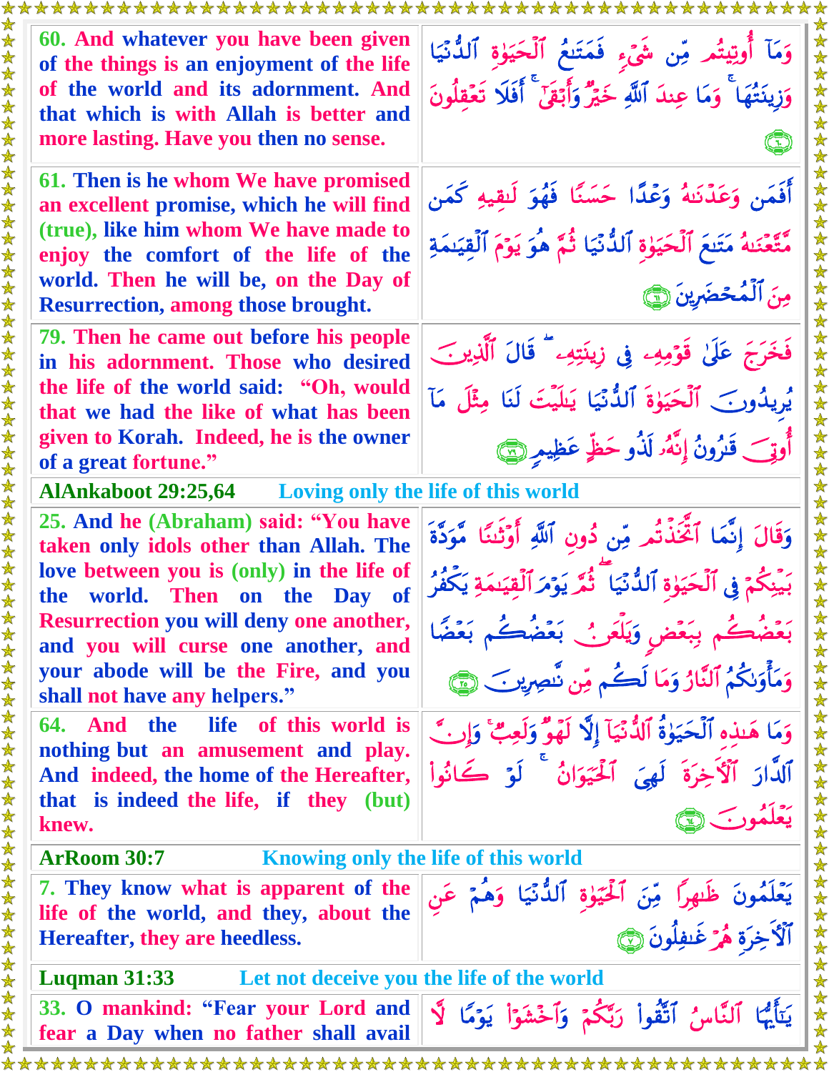| | |
|---|---|
| **60.** And whatever you have been given of the things is an enjoyment of the life of the world and its adornment. And that which is with Allah is better and more lasting. Have you then no sense. | وَمَآ أُوتِيتُم مِّن شَىْءٍ فَمَتَـٰعُ ٱلْحَيَوٰةِ ٱلدُّنْيَا وَزِينَتُهَا ۚ وَمَا عِندَ ٱللَّهِ خَيْرٌ وَأَبْقَىٰٓ ۚ أَفَلَا تَعْقِلُونَ ﴿٦٠﴾ |
| **61.** Then is he whom We have promised an excellent promise, which he will find (true), like him whom We have made to enjoy the comfort of the life of the world. Then he will be, on the Day of Resurrection, among those brought. | أَفَمَن وَعَدْنَـٰهُ وَعْدًا حَسَنًا فَهُوَ لَـٰقِيهِ كَمَن مَّتَّعْنَـٰهُ مَتَـٰعَ ٱلْحَيَوٰةِ ٱلدُّنْيَا ثُمَّ هُوَ يَوْمَ ٱلْقِيَـٰمَةِ مِنَ ٱلْمُحْضَرِينَ ﴿٦١﴾ |
| **79.** Then he came out before his people in his adornment. Those who desired the life of the world said: "Oh, would that we had the like of what has been given to Korah. Indeed, he is the owner of a great fortune." | فَخَرَجَ عَلَىٰ قَوْمِهِۦ فِى زِينَتِهِۦ ۖ قَالَ ٱلَّذِينَ يُرِيدُونَ ٱلْحَيَوٰةَ ٱلدُّنْيَا يَـٰلَيْتَ لَنَا مِثْلَ مَآ أُوتِىَ قَـٰرُونُ إِنَّهُۥ لَذُو حَظٍّ عَظِيمٍ ﴿٧٩﴾ |

**AlAnkaboot 29:25,64** — Loving only the life of this world

| | |
|---|---|
| **25.** And he (Abraham) said: "You have taken only idols other than Allah. The love between you is (only) in the life of the world. Then on the Day of Resurrection you will deny one another, and you will curse one another, and your abode will be the Fire, and you shall not have any helpers." | وَقَالَ إِنَّمَا ٱتَّخَذْتُم مِّن دُونِ ٱللَّهِ أَوْثَـٰنًا مَّوَدَّةَ بَيْنِكُمْ فِى ٱلْحَيَوٰةِ ٱلدُّنْيَا ۖ ثُمَّ يَوْمَ ٱلْقِيَـٰمَةِ يَكْفُرُ بَعْضُكُم بِبَعْضٍ وَيَلْعَنُ بَعْضُكُم بَعْضًا وَمَأْوَىٰكُمُ ٱلنَّارُ وَمَا لَكُم مِّن نَّـٰصِرِينَ ﴿٢٥﴾ |
| **64.** And the life of this world is nothing but an amusement and play. And indeed, the home of the Hereafter, that is indeed the life, if they (but) knew. | وَمَا هَـٰذِهِ ٱلْحَيَوٰةُ ٱلدُّنْيَآ إِلَّا لَهْوٌ وَلَعِبٌ ۚ وَإِنَّ ٱلدَّارَ ٱلْـَٔاخِرَةَ لَهِىَ ٱلْحَيَوَانُ ۚ لَوْ كَانُوا۟ يَعْلَمُونَ ﴿٦٤﴾ |

**ArRoom 30:7** — Knowing only the life of this world

| | |
|---|---|
| **7.** They know what is apparent of the life of the world, and they, about the Hereafter, they are heedless. | يَعْلَمُونَ ظَـٰهِرًا مِّنَ ٱلْحَيَوٰةِ ٱلدُّنْيَا وَهُمْ عَنِ ٱلْـَٔاخِرَةِ هُمْ غَـٰفِلُونَ ﴿٧﴾ |

**Luqman 31:33** — Let not deceive you the life of the world

| | |
|---|---|
| **33.** O mankind: "Fear your Lord and fear a Day when no father shall avail | يَـٰٓأَيُّهَا ٱلنَّاسُ ٱتَّقُوا۟ رَبَّكُمْ وَٱخْشَوْا۟ يَوْمًا لَّا |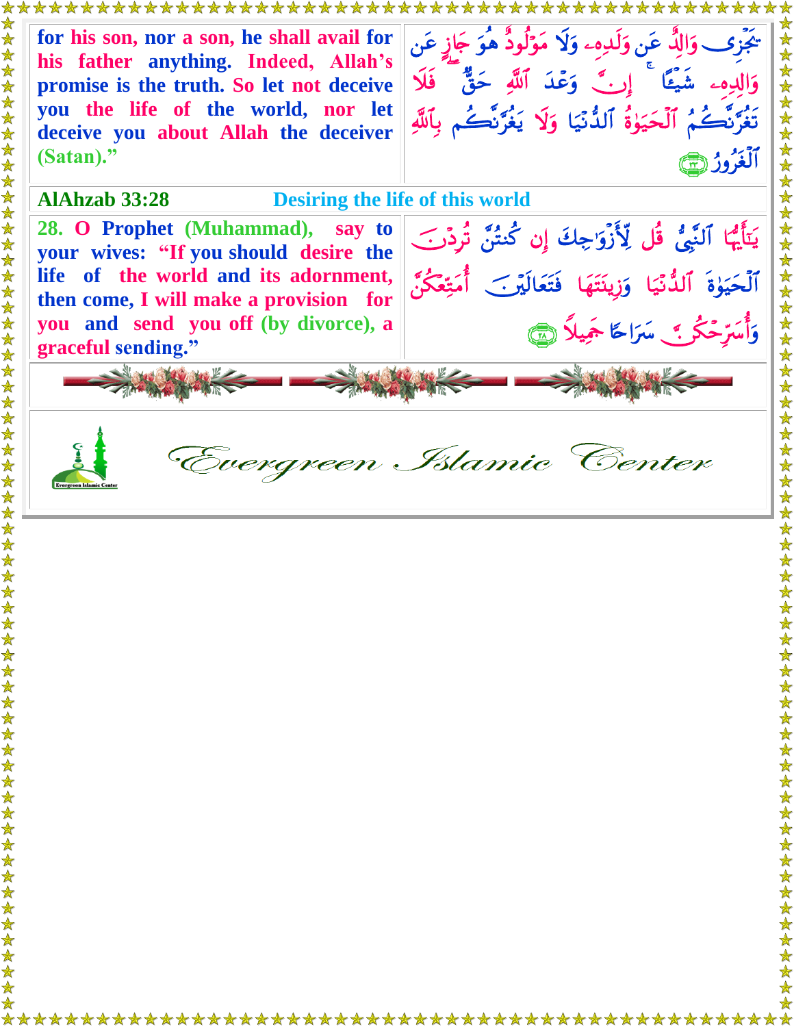| | |
|---|---|
| for his son, nor a son, he shall avail for his father anything. Indeed, Allah's promise is the truth. So let not deceive you the life of the world, nor let deceive you about Allah the deceiver (Satan)." | تَجۡزِي وَالِدٌ عَن وَلَدِهِۦ وَلَا مَوۡلُودٌ هُوَ جَازٍ عَن وَالِدِهِۦ شَيۡـًٔاۚ إِنَّ وَعۡدَ ٱللَّهِ حَقٌّۖ فَلَا تَغُرَّنَّكُمُ ٱلۡحَيَوٰةُ ٱلدُّنۡيَا وَلَا يَغُرَّنَّكُم بِٱللَّهِ ٱلۡغَرُورُ ﴿٣٣﴾ |

**AlAhzab 33:28** — **Desiring the life of this world**

| | |
|---|---|
| 28. O Prophet (Muhammad), say to your wives: "If you should desire the life of the world and its adornment, then come, I will make a provision for you and send you off (by divorce), a graceful sending." | يَٰٓأَيُّهَا ٱلنَّبِيُّ قُل لِّأَزۡوَٰجِكَ إِن كُنتُنَّ تُرِدۡنَ ٱلۡحَيَوٰةَ ٱلدُّنۡيَا وَزِينَتَهَا فَتَعَالَيۡنَ أُمَتِّعۡكُنَّ وَأُسَرِّحۡكُنَّ سَرَاحٗا جَمِيلٗا ﴿٢٨﴾ |

Evergreen Islamic Center